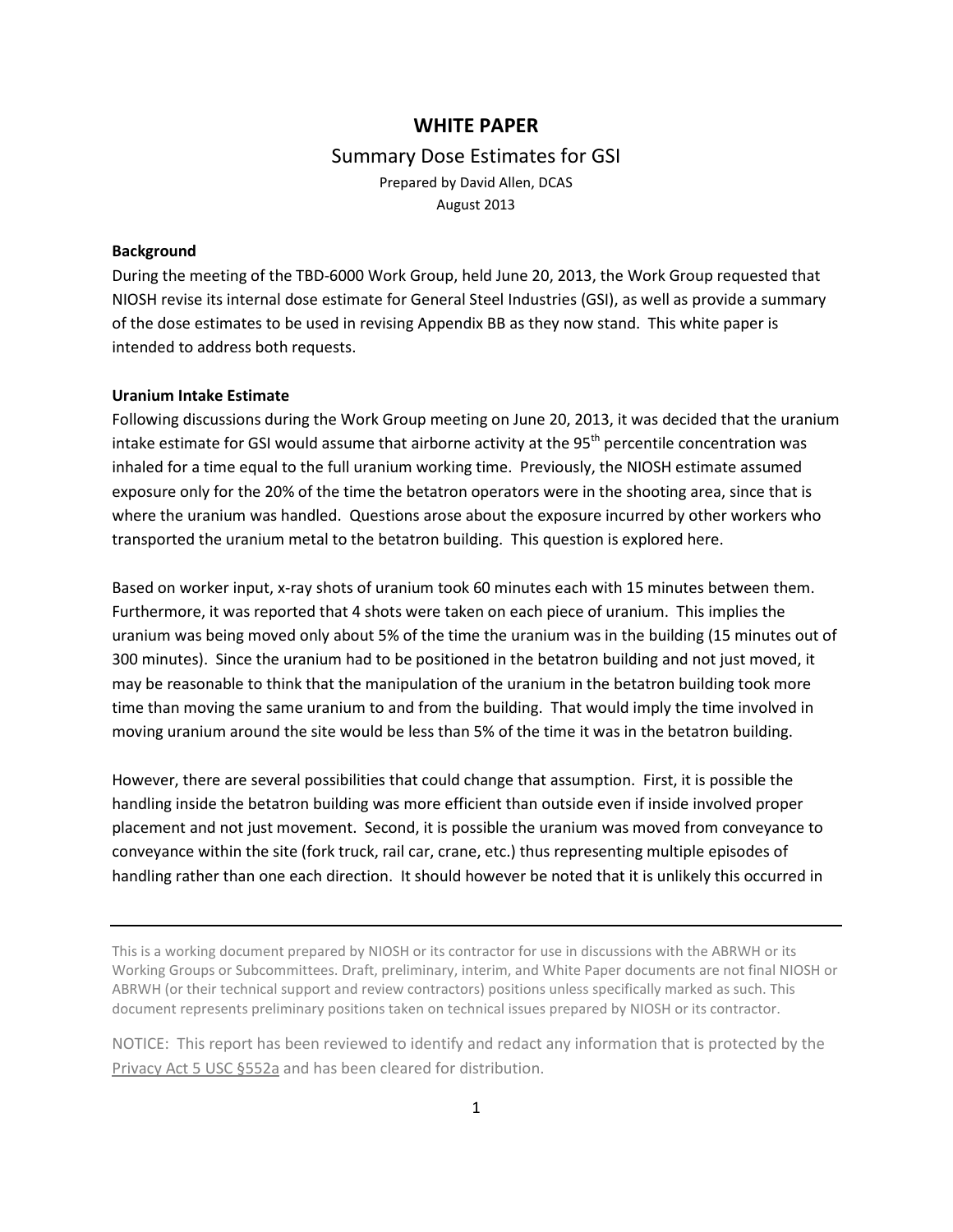# WHITE PAPER

## Summary Dose Estimates for GSI

Prepared by David Allen, DCAS
August 2013

**Background**

During the meeting of the TBD-6000 Work Group, held June 20, 2013, the Work Group requested that NIOSH revise its internal dose estimate for General Steel Industries (GSI), as well as provide a summary of the dose estimates to be used in revising Appendix BB as they now stand. This white paper is intended to address both requests.

**Uranium Intake Estimate**

Following discussions during the Work Group meeting on June 20, 2013, it was decided that the uranium intake estimate for GSI would assume that airborne activity at the 95th percentile concentration was inhaled for a time equal to the full uranium working time. Previously, the NIOSH estimate assumed exposure only for the 20% of the time the betatron operators were in the shooting area, since that is where the uranium was handled. Questions arose about the exposure incurred by other workers who transported the uranium metal to the betatron building. This question is explored here.

Based on worker input, x-ray shots of uranium took 60 minutes each with 15 minutes between them. Furthermore, it was reported that 4 shots were taken on each piece of uranium. This implies the uranium was being moved only about 5% of the time the uranium was in the building (15 minutes out of 300 minutes). Since the uranium had to be positioned in the betatron building and not just moved, it may be reasonable to think that the manipulation of the uranium in the betatron building took more time than moving the same uranium to and from the building. That would imply the time involved in moving uranium around the site would be less than 5% of the time it was in the betatron building.

However, there are several possibilities that could change that assumption. First, it is possible the handling inside the betatron building was more efficient than outside even if inside involved proper placement and not just movement. Second, it is possible the uranium was moved from conveyance to conveyance within the site (fork truck, rail car, crane, etc.) thus representing multiple episodes of handling rather than one each direction. It should however be noted that it is unlikely this occurred in

---

This is a working document prepared by NIOSH or its contractor for use in discussions with the ABRWH or its Working Groups or Subcommittees. Draft, preliminary, interim, and White Paper documents are not final NIOSH or ABRWH (or their technical support and review contractors) positions unless specifically marked as such. This document represents preliminary positions taken on technical issues prepared by NIOSH or its contractor.

NOTICE: This report has been reviewed to identify and redact any information that is protected by the Privacy Act 5 USC §552a and has been cleared for distribution.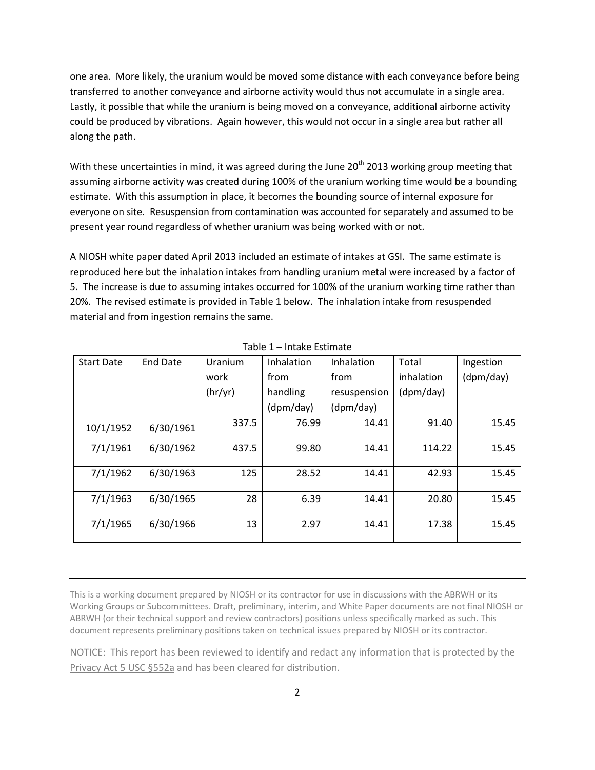one area. More likely, the uranium would be moved some distance with each conveyance before being transferred to another conveyance and airborne activity would thus not accumulate in a single area. Lastly, it possible that while the uranium is being moved on a conveyance, additional airborne activity could be produced by vibrations. Again however, this would not occur in a single area but rather all along the path.

With these uncertainties in mind, it was agreed during the June 20th 2013 working group meeting that assuming airborne activity was created during 100% of the uranium working time would be a bounding estimate. With this assumption in place, it becomes the bounding source of internal exposure for everyone on site. Resuspension from contamination was accounted for separately and assumed to be present year round regardless of whether uranium was being worked with or not.

A NIOSH white paper dated April 2013 included an estimate of intakes at GSI. The same estimate is reproduced here but the inhalation intakes from handling uranium metal were increased by a factor of 5. The increase is due to assuming intakes occurred for 100% of the uranium working time rather than 20%. The revised estimate is provided in Table 1 below. The inhalation intake from resuspended material and from ingestion remains the same.

Table 1 – Intake Estimate

| Start Date | End Date | Uranium work (hr/yr) | Inhalation from handling (dpm/day) | Inhalation from resuspension (dpm/day) | Total inhalation (dpm/day) | Ingestion (dpm/day) |
|---|---|---|---|---|---|---|
| 10/1/1952 | 6/30/1961 | 337.5 | 76.99 | 14.41 | 91.40 | 15.45 |
| 7/1/1961 | 6/30/1962 | 437.5 | 99.80 | 14.41 | 114.22 | 15.45 |
| 7/1/1962 | 6/30/1963 | 125 | 28.52 | 14.41 | 42.93 | 15.45 |
| 7/1/1963 | 6/30/1965 | 28 | 6.39 | 14.41 | 20.80 | 15.45 |
| 7/1/1965 | 6/30/1966 | 13 | 2.97 | 14.41 | 17.38 | 15.45 |

This is a working document prepared by NIOSH or its contractor for use in discussions with the ABRWH or its Working Groups or Subcommittees. Draft, preliminary, interim, and White Paper documents are not final NIOSH or ABRWH (or their technical support and review contractors) positions unless specifically marked as such. This document represents preliminary positions taken on technical issues prepared by NIOSH or its contractor.

NOTICE: This report has been reviewed to identify and redact any information that is protected by the Privacy Act 5 USC §552a and has been cleared for distribution.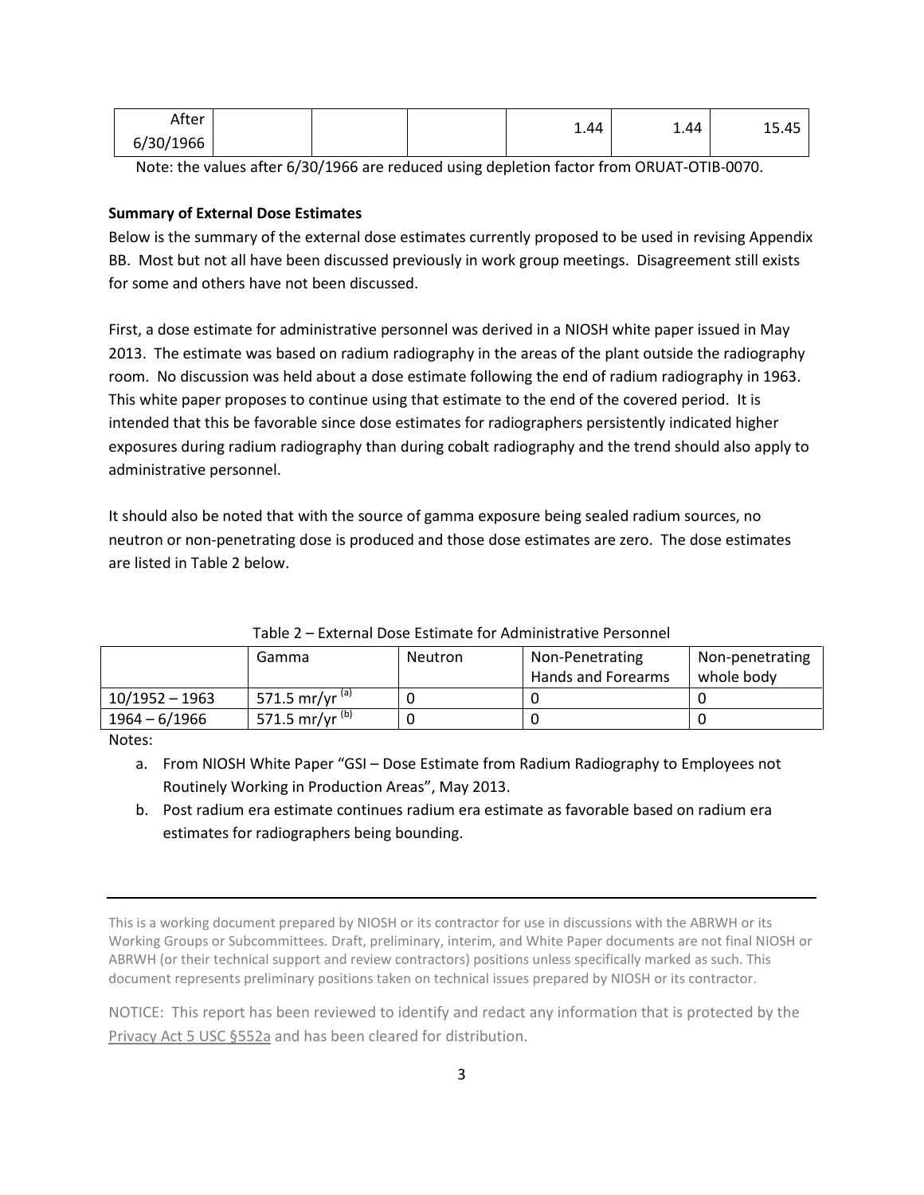| After 6/30/1966 | | | | 1.44 | 1.44 | 15.45 |
|---|---|---|---|---|---|---|

Note: the values after 6/30/1966 are reduced using depletion factor from ORUAT-OTIB-0070.

**Summary of External Dose Estimates**

Below is the summary of the external dose estimates currently proposed to be used in revising Appendix BB. Most but not all have been discussed previously in work group meetings. Disagreement still exists for some and others have not been discussed.

First, a dose estimate for administrative personnel was derived in a NIOSH white paper issued in May 2013. The estimate was based on radium radiography in the areas of the plant outside the radiography room. No discussion was held about a dose estimate following the end of radium radiography in 1963. This white paper proposes to continue using that estimate to the end of the covered period. It is intended that this be favorable since dose estimates for radiographers persistently indicated higher exposures during radium radiography than during cobalt radiography and the trend should also apply to administrative personnel.

It should also be noted that with the source of gamma exposure being sealed radium sources, no neutron or non-penetrating dose is produced and those dose estimates are zero. The dose estimates are listed in Table 2 below.

Table 2 – External Dose Estimate for Administrative Personnel

| | Gamma | Neutron | Non-Penetrating Hands and Forearms | Non-penetrating whole body |
|---|---|---|---|---|
| 10/1952 – 1963 | 571.5 mr/yr [(a)] | 0 | 0 | 0 |
| 1964 – 6/1966 | 571.5 mr/yr [(b)] | 0 | 0 | 0 |

Notes:

a. From NIOSH White Paper "GSI – Dose Estimate from Radium Radiography to Employees not Routinely Working in Production Areas", May 2013.

b. Post radium era estimate continues radium era estimate as favorable based on radium era estimates for radiographers being bounding.

This is a working document prepared by NIOSH or its contractor for use in discussions with the ABRWH or its Working Groups or Subcommittees. Draft, preliminary, interim, and White Paper documents are not final NIOSH or ABRWH (or their technical support and review contractors) positions unless specifically marked as such. This document represents preliminary positions taken on technical issues prepared by NIOSH or its contractor.

NOTICE: This report has been reviewed to identify and redact any information that is protected by the Privacy Act 5 USC §552a and has been cleared for distribution.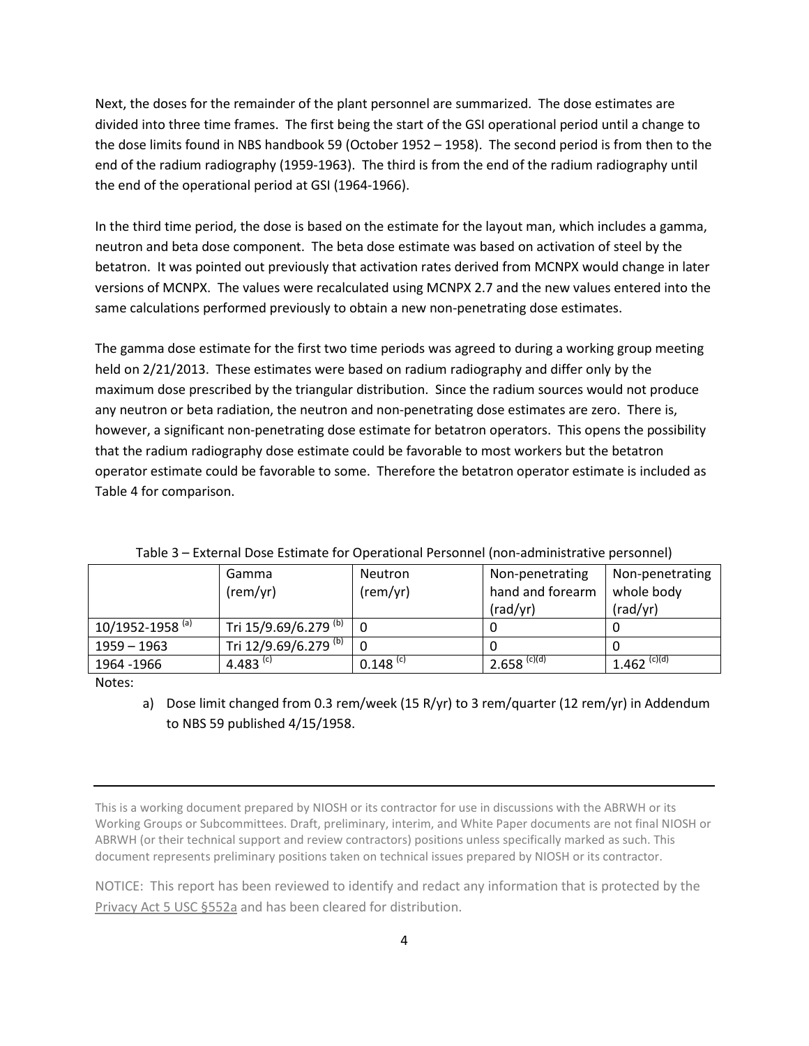Next, the doses for the remainder of the plant personnel are summarized. The dose estimates are divided into three time frames. The first being the start of the GSI operational period until a change to the dose limits found in NBS handbook 59 (October 1952 – 1958). The second period is from then to the end of the radium radiography (1959-1963). The third is from the end of the radium radiography until the end of the operational period at GSI (1964-1966).

In the third time period, the dose is based on the estimate for the layout man, which includes a gamma, neutron and beta dose component. The beta dose estimate was based on activation of steel by the betatron. It was pointed out previously that activation rates derived from MCNPX would change in later versions of MCNPX. The values were recalculated using MCNPX 2.7 and the new values entered into the same calculations performed previously to obtain a new non-penetrating dose estimates.

The gamma dose estimate for the first two time periods was agreed to during a working group meeting held on 2/21/2013. These estimates were based on radium radiography and differ only by the maximum dose prescribed by the triangular distribution. Since the radium sources would not produce any neutron or beta radiation, the neutron and non-penetrating dose estimates are zero. There is, however, a significant non-penetrating dose estimate for betatron operators. This opens the possibility that the radium radiography dose estimate could be favorable to most workers but the betatron operator estimate could be favorable to some. Therefore the betatron operator estimate is included as Table 4 for comparison.

Table 3 – External Dose Estimate for Operational Personnel (non-administrative personnel)

| | Gamma (rem/yr) | Neutron (rem/yr) | Non-penetrating hand and forearm (rad/yr) | Non-penetrating whole body (rad/yr) |
|---|---|---|---|---|
| 10/1952-1958 [(a)] | Tri 15/9.69/6.279 [(b)] | 0 | 0 | 0 |
| 1959 – 1963 | Tri 12/9.69/6.279 [(b)] | 0 | 0 | 0 |
| 1964 -1966 | 4.483 [(c)] | 0.148 [(c)] | 2.658 [(c)(d)] | 1.462 [(c)(d)] |

Notes:

a) Dose limit changed from 0.3 rem/week (15 R/yr) to 3 rem/quarter (12 rem/yr) in Addendum to NBS 59 published 4/15/1958.

This is a working document prepared by NIOSH or its contractor for use in discussions with the ABRWH or its Working Groups or Subcommittees. Draft, preliminary, interim, and White Paper documents are not final NIOSH or ABRWH (or their technical support and review contractors) positions unless specifically marked as such. This document represents preliminary positions taken on technical issues prepared by NIOSH or its contractor.

NOTICE: This report has been reviewed to identify and redact any information that is protected by the Privacy Act 5 USC §552a and has been cleared for distribution.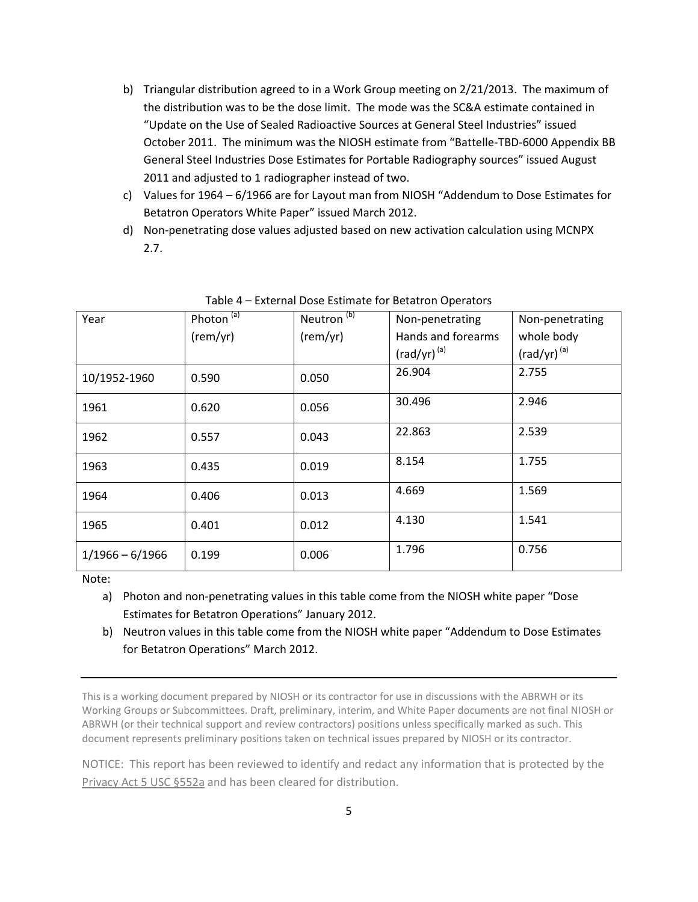b) Triangular distribution agreed to in a Work Group meeting on 2/21/2013. The maximum of the distribution was to be the dose limit. The mode was the SC&A estimate contained in "Update on the Use of Sealed Radioactive Sources at General Steel Industries" issued October 2011. The minimum was the NIOSH estimate from "Battelle-TBD-6000 Appendix BB General Steel Industries Dose Estimates for Portable Radiography sources" issued August 2011 and adjusted to 1 radiographer instead of two.

c) Values for 1964 – 6/1966 are for Layout man from NIOSH "Addendum to Dose Estimates for Betatron Operators White Paper" issued March 2012.

d) Non-penetrating dose values adjusted based on new activation calculation using MCNPX 2.7.

Table 4 – External Dose Estimate for Betatron Operators

| Year | Photon [(a)] (rem/yr) | Neutron [(b)] (rem/yr) | Non-penetrating Hands and forearms (rad/yr) [(a)] | Non-penetrating whole body (rad/yr) [(a)] |
|---|---|---|---|---|
| 10/1952-1960 | 0.590 | 0.050 | 26.904 | 2.755 |
| 1961 | 0.620 | 0.056 | 30.496 | 2.946 |
| 1962 | 0.557 | 0.043 | 22.863 | 2.539 |
| 1963 | 0.435 | 0.019 | 8.154 | 1.755 |
| 1964 | 0.406 | 0.013 | 4.669 | 1.569 |
| 1965 | 0.401 | 0.012 | 4.130 | 1.541 |
| 1/1966 – 6/1966 | 0.199 | 0.006 | 1.796 | 0.756 |

Note:

a) Photon and non-penetrating values in this table come from the NIOSH white paper "Dose Estimates for Betatron Operations" January 2012.

b) Neutron values in this table come from the NIOSH white paper "Addendum to Dose Estimates for Betatron Operations" March 2012.

This is a working document prepared by NIOSH or its contractor for use in discussions with the ABRWH or its Working Groups or Subcommittees. Draft, preliminary, interim, and White Paper documents are not final NIOSH or ABRWH (or their technical support and review contractors) positions unless specifically marked as such. This document represents preliminary positions taken on technical issues prepared by NIOSH or its contractor.

NOTICE: This report has been reviewed to identify and redact any information that is protected by the Privacy Act 5 USC §552a and has been cleared for distribution.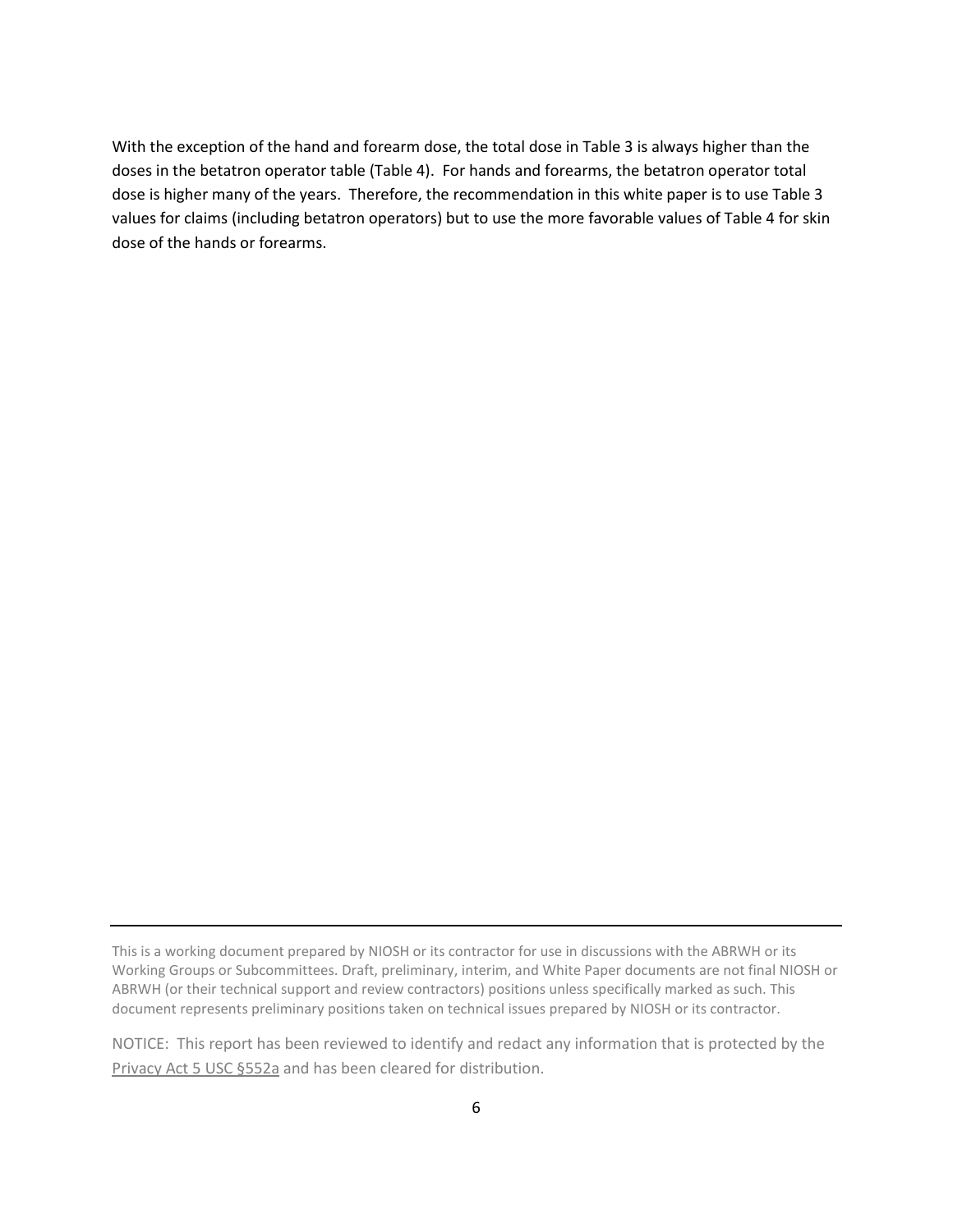With the exception of the hand and forearm dose, the total dose in Table 3 is always higher than the doses in the betatron operator table (Table 4). For hands and forearms, the betatron operator total dose is higher many of the years. Therefore, the recommendation in this white paper is to use Table 3 values for claims (including betatron operators) but to use the more favorable values of Table 4 for skin dose of the hands or forearms.